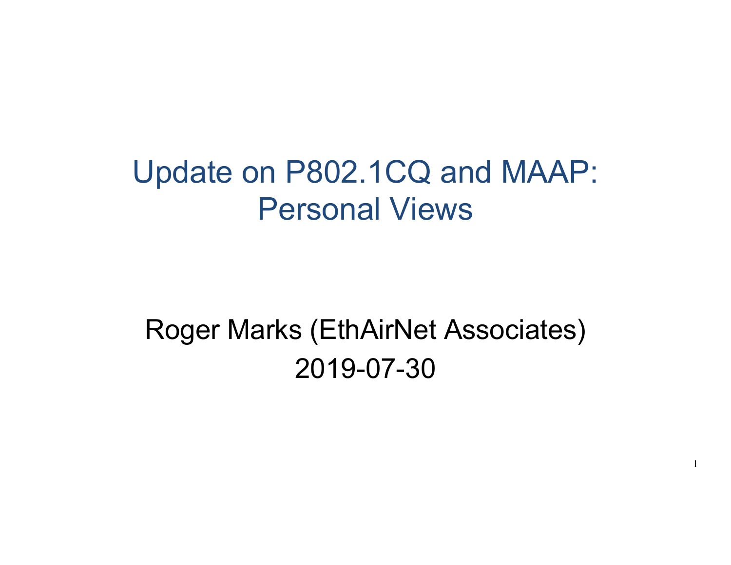# Update on P802.1CQ and MAAP: Personal Views

Roger Marks (EthAirNet Associates)

2019-07-30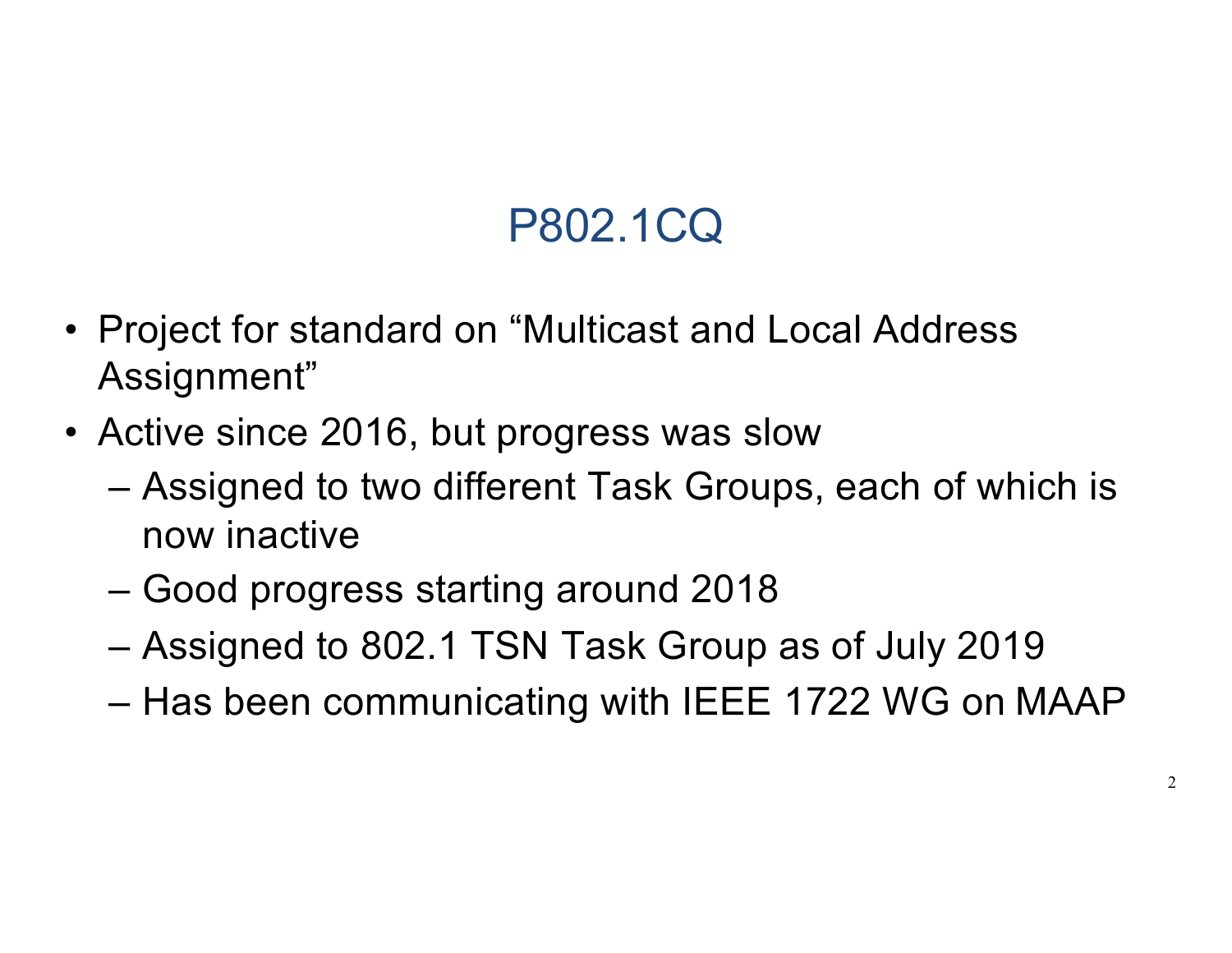# P802.1CQ

- Project for standard on "Multicast and Local Address Assignment"
- Active since 2016, but progress was slow
  - Assigned to two different Task Groups, each of which is now inactive
  - Good progress starting around 2018
  - Assigned to 802.1 TSN Task Group as of July 2019
  - Has been communicating with IEEE 1722 WG on MAAP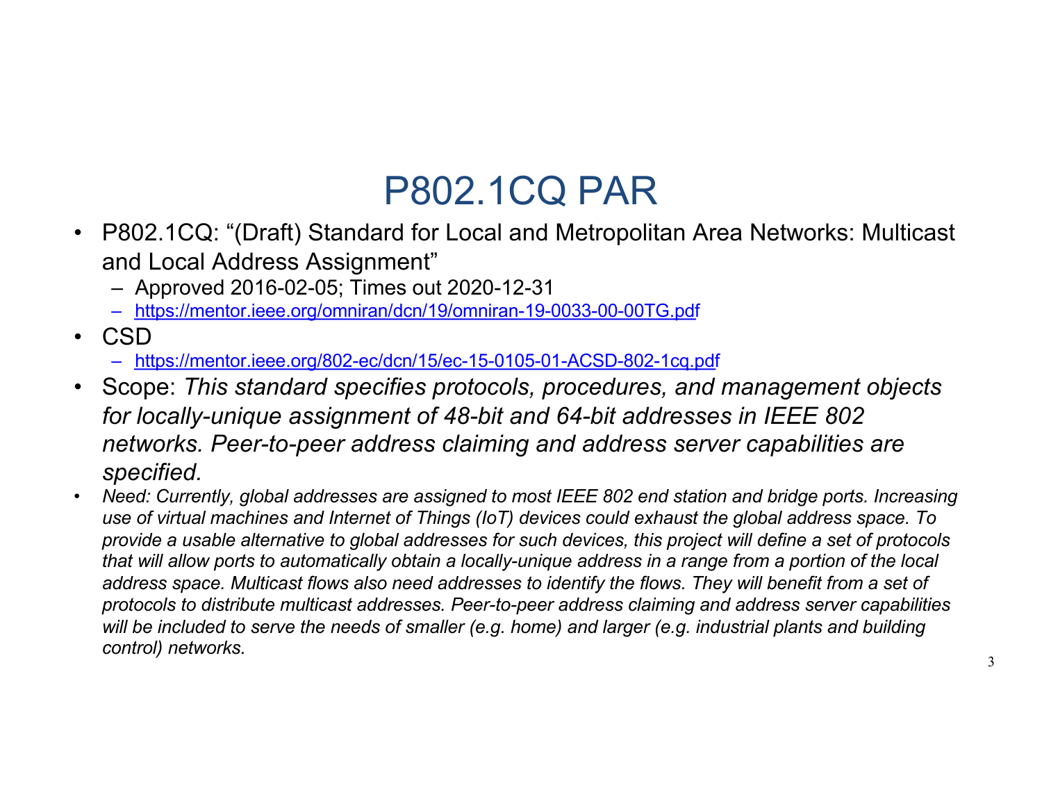# P802.1CQ PAR

- P802.1CQ: "(Draft) Standard for Local and Metropolitan Area Networks: Multicast and Local Address Assignment"
  - Approved 2016-02-05; Times out 2020-12-31
  - https://mentor.ieee.org/omniran/dcn/19/omniran-19-0033-00-00TG.pdf
- CSD
  - https://mentor.ieee.org/802-ec/dcn/15/ec-15-0105-01-ACSD-802-1cq.pdf
- Scope: *This standard specifies protocols, procedures, and management objects for locally-unique assignment of 48-bit and 64-bit addresses in IEEE 802 networks. Peer-to-peer address claiming and address server capabilities are specified.*
- *Need: Currently, global addresses are assigned to most IEEE 802 end station and bridge ports. Increasing use of virtual machines and Internet of Things (IoT) devices could exhaust the global address space. To provide a usable alternative to global addresses for such devices, this project will define a set of protocols that will allow ports to automatically obtain a locally-unique address in a range from a portion of the local address space. Multicast flows also need addresses to identify the flows. They will benefit from a set of protocols to distribute multicast addresses. Peer-to-peer address claiming and address server capabilities will be included to serve the needs of smaller (e.g. home) and larger (e.g. industrial plants and building control) networks.*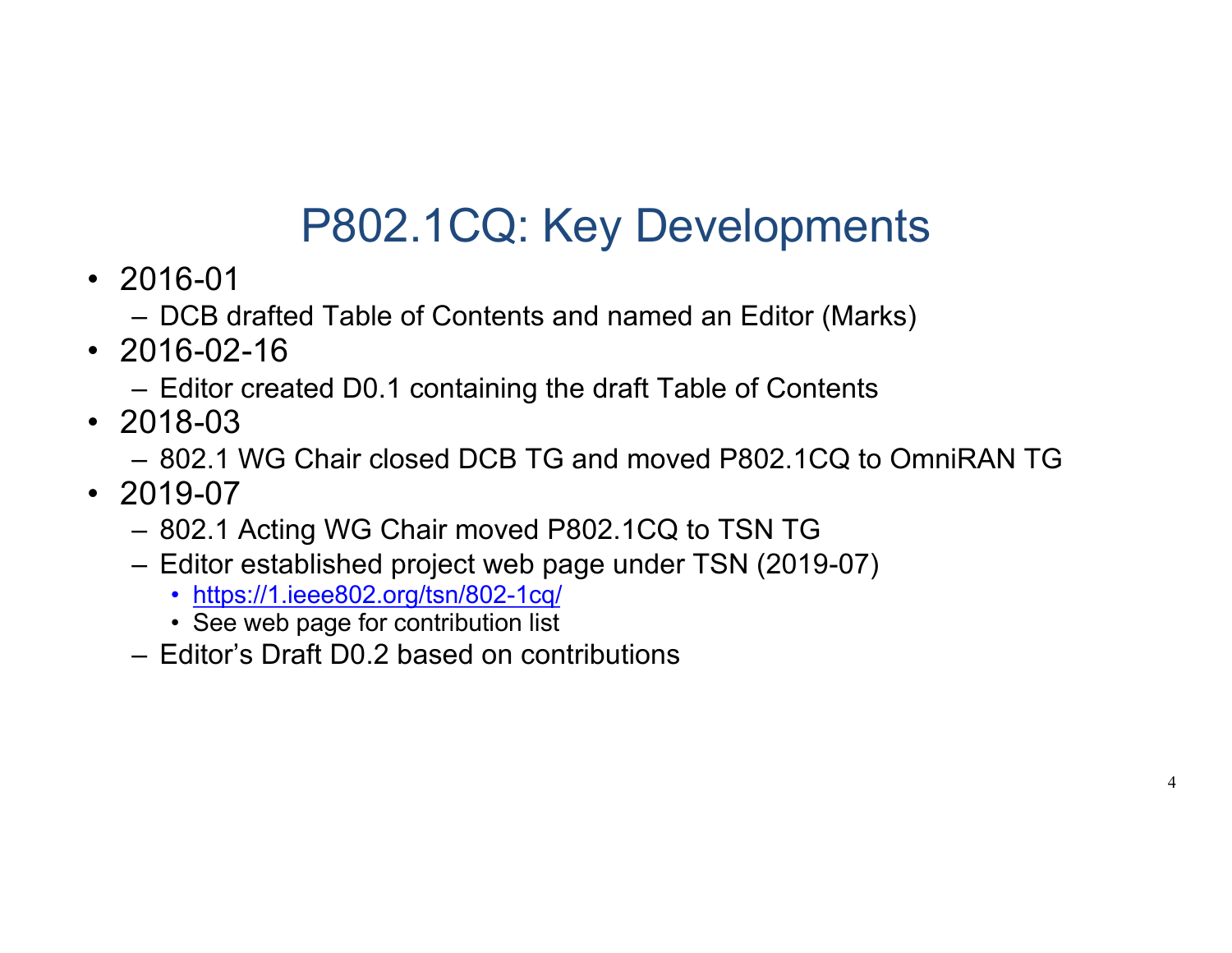# P802.1CQ: Key Developments

- 2016-01
  - DCB drafted Table of Contents and named an Editor (Marks)
- 2016-02-16
  - Editor created D0.1 containing the draft Table of Contents
- 2018-03
  - 802.1 WG Chair closed DCB TG and moved P802.1CQ to OmniRAN TG
- 2019-07
  - 802.1 Acting WG Chair moved P802.1CQ to TSN TG
  - Editor established project web page under TSN (2019-07)
    - https://1.ieee802.org/tsn/802-1cq/
    - See web page for contribution list
  - Editor's Draft D0.2 based on contributions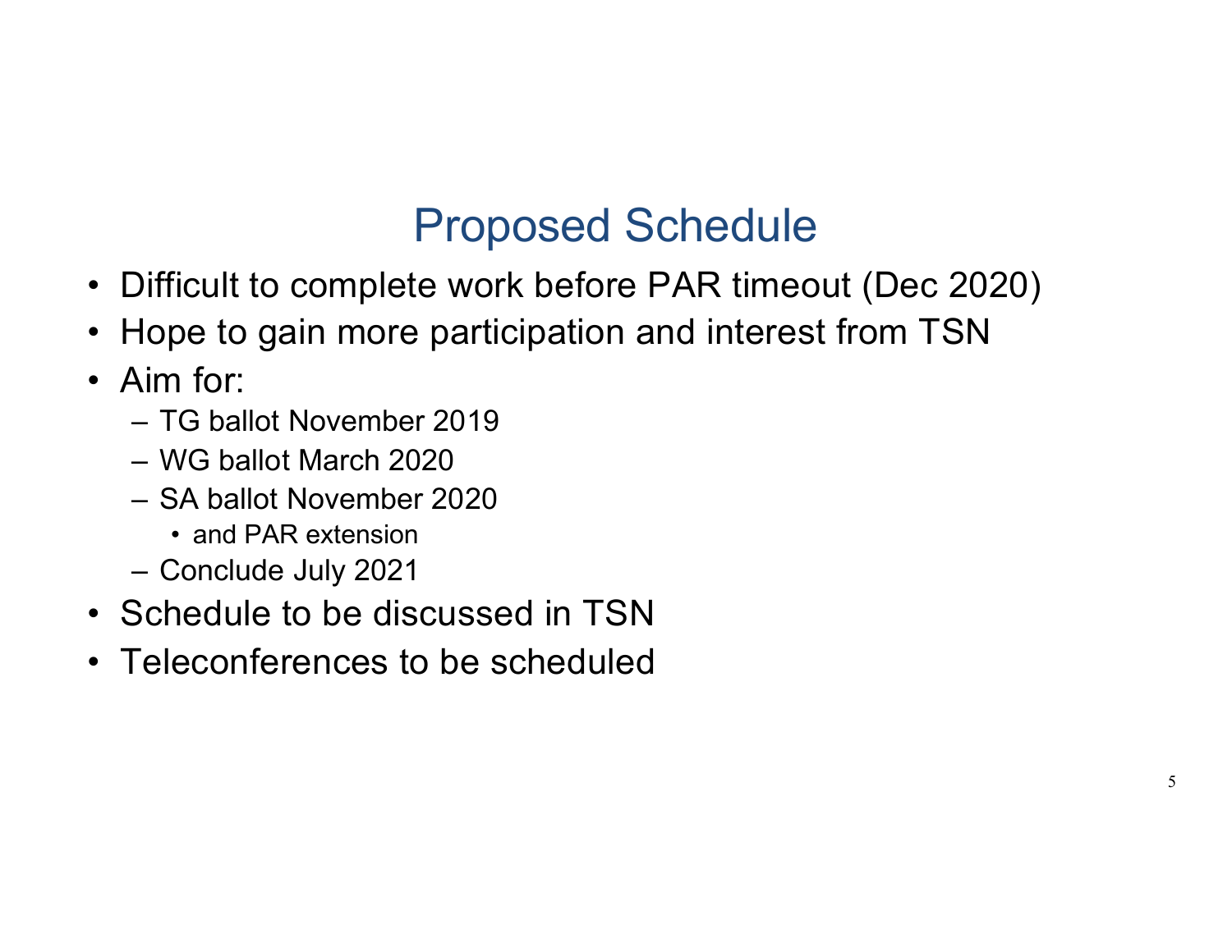# Proposed Schedule

- Difficult to complete work before PAR timeout (Dec 2020)
- Hope to gain more participation and interest from TSN
- Aim for:
  - TG ballot November 2019
  - WG ballot March 2020
  - SA ballot November 2020
    - and PAR extension
  - Conclude July 2021
- Schedule to be discussed in TSN
- Teleconferences to be scheduled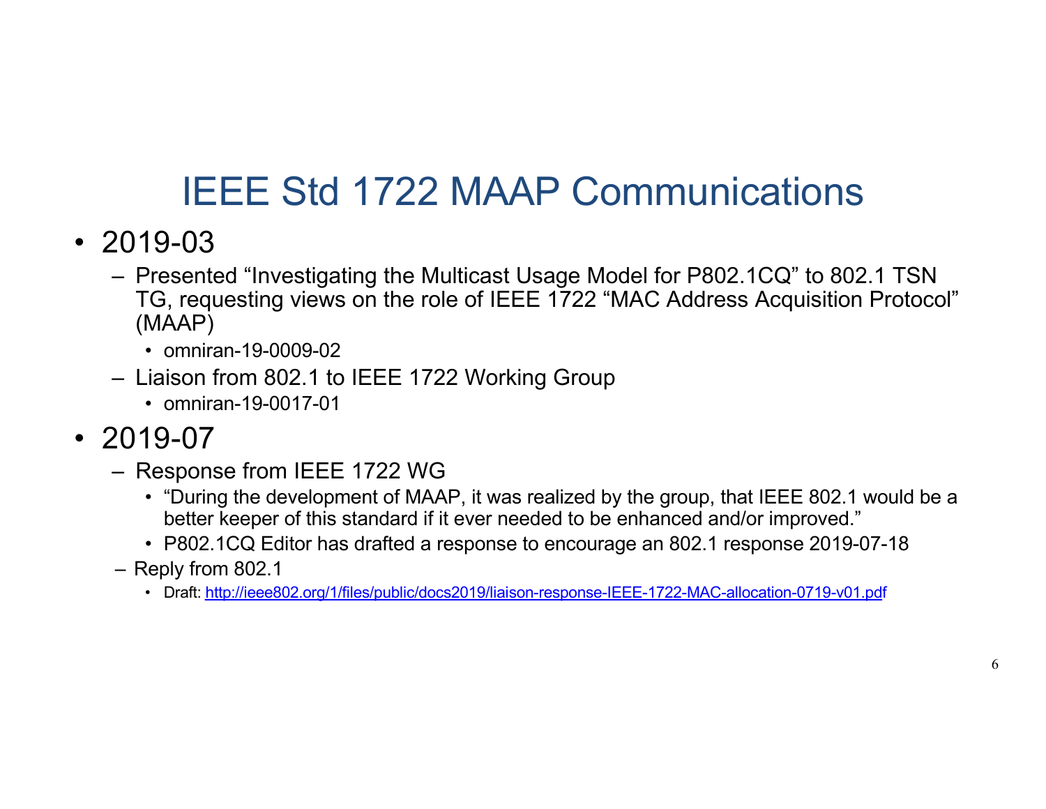# IEEE Std 1722 MAAP Communications

- 2019-03
  - Presented “Investigating the Multicast Usage Model for P802.1CQ” to 802.1 TSN TG, requesting views on the role of IEEE 1722 “MAC Address Acquisition Protocol” (MAAP)
    - omniran-19-0009-02
  - Liaison from 802.1 to IEEE 1722 Working Group
    - omniran-19-0017-01
- 2019-07
  - Response from IEEE 1722 WG
    - “During the development of MAAP, it was realized by the group, that IEEE 802.1 would be a better keeper of this standard if it ever needed to be enhanced and/or improved.”
    - P802.1CQ Editor has drafted a response to encourage an 802.1 response 2019-07-18
  - Reply from 802.1
    - Draft: [http://ieee802.org/1/files/public/docs2019/liaison-response-IEEE-1722-MAC-allocation-0719-v01.pdf](http://ieee802.org/1/files/public/docs2019/liaison-response-IEEE-1722-MAC-allocation-0719-v01.pdf)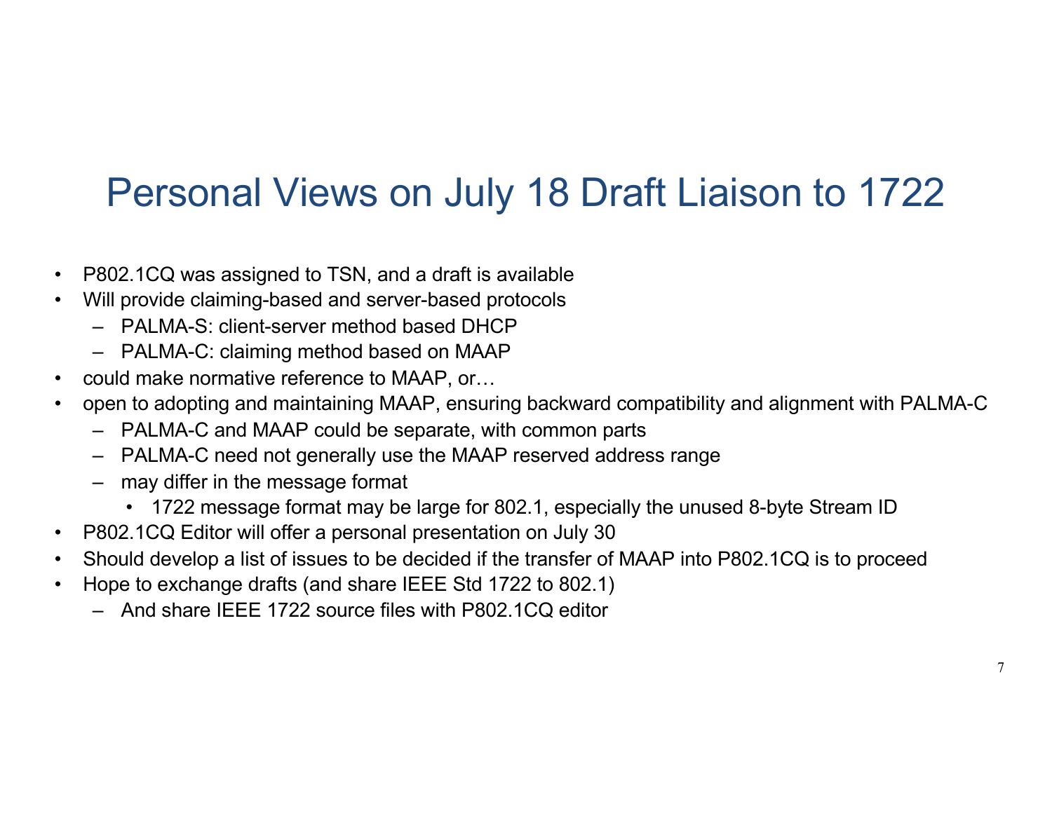# Personal Views on July 18 Draft Liaison to 1722

- P802.1CQ was assigned to TSN, and a draft is available
- Will provide claiming-based and server-based protocols
  - PALMA-S: client-server method based DHCP
  - PALMA-C: claiming method based on MAAP
- could make normative reference to MAAP, or…
- open to adopting and maintaining MAAP, ensuring backward compatibility and alignment with PALMA-C
  - PALMA-C and MAAP could be separate, with common parts
  - PALMA-C need not generally use the MAAP reserved address range
  - may differ in the message format
    - 1722 message format may be large for 802.1, especially the unused 8-byte Stream ID
- P802.1CQ Editor will offer a personal presentation on July 30
- Should develop a list of issues to be decided if the transfer of MAAP into P802.1CQ is to proceed
- Hope to exchange drafts (and share IEEE Std 1722 to 802.1)
  - And share IEEE 1722 source files with P802.1CQ editor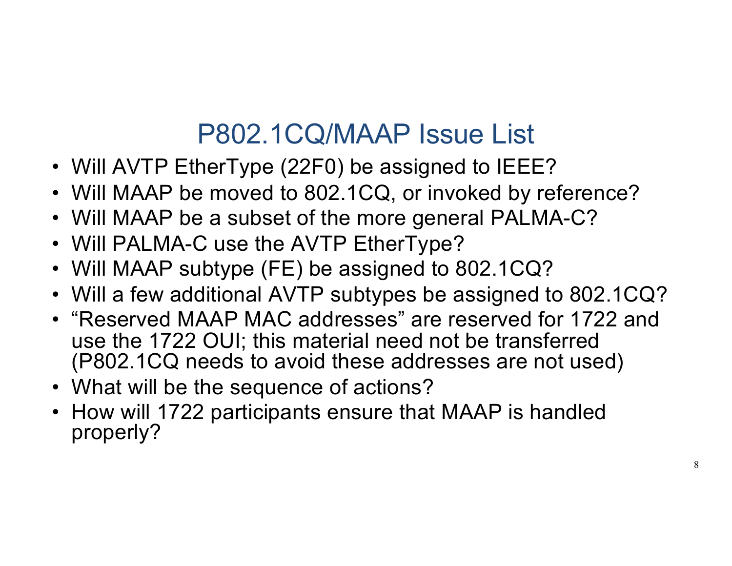# P802.1CQ/MAAP Issue List

- Will AVTP EtherType (22F0) be assigned to IEEE?
- Will MAAP be moved to 802.1CQ, or invoked by reference?
- Will MAAP be a subset of the more general PALMA-C?
- Will PALMA-C use the AVTP EtherType?
- Will MAAP subtype (FE) be assigned to 802.1CQ?
- Will a few additional AVTP subtypes be assigned to 802.1CQ?
- “Reserved MAAP MAC addresses” are reserved for 1722 and use the 1722 OUI; this material need not be transferred (P802.1CQ needs to avoid these addresses are not used)
- What will be the sequence of actions?
- How will 1722 participants ensure that MAAP is handled properly?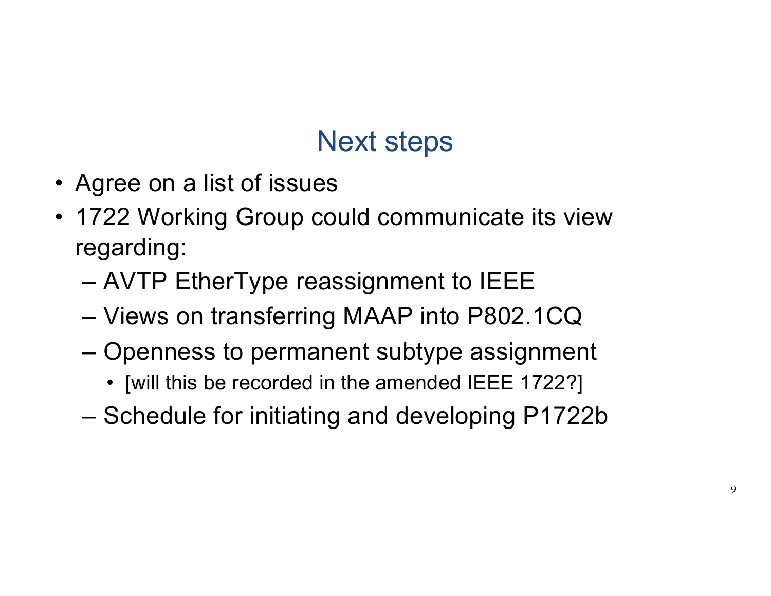# Next steps

- Agree on a list of issues
- 1722 Working Group could communicate its view regarding:
  - AVTP EtherType reassignment to IEEE
  - Views on transferring MAAP into P802.1CQ
  - Openness to permanent subtype assignment
    - [will this be recorded in the amended IEEE 1722?]
  - Schedule for initiating and developing P1722b